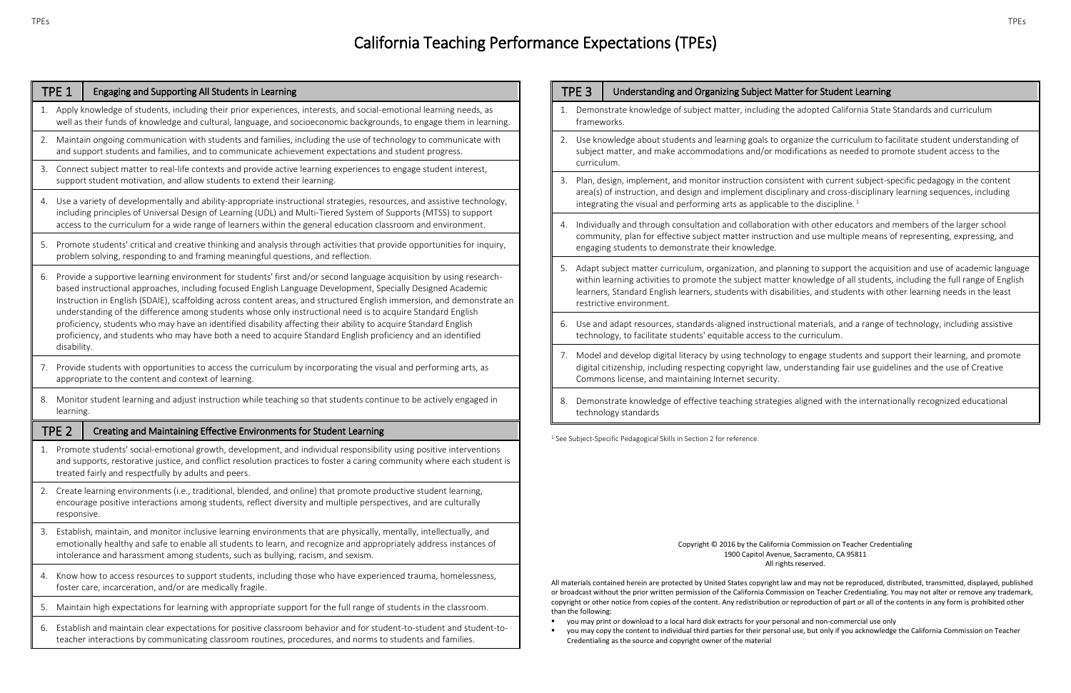# California Teaching Performance Expectations (TPEs)

## TPE 1 Engaging and Supporting All Students in Learning

1. Apply knowledge of students, including their prior experiences, interests, and social-emotional learning needs, as well as their funds of knowledge and cultural, language, and socioeconomic backgrounds, to engage them in learning.
2. Maintain ongoing communication with students and families, including the use of technology to communicate with and support students and families, and to communicate achievement expectations and student progress.
3. Connect subject matter to real-life contexts and provide active learning experiences to engage student interest, support student motivation, and allow students to extend their learning.
4. Use a variety of developmentally and ability-appropriate instructional strategies, resources, and assistive technology, including principles of Universal Design of Learning (UDL) and Multi-Tiered System of Supports (MTSS) to support access to the curriculum for a wide range of learners within the general education classroom and environment.
5. Promote students' critical and creative thinking and analysis through activities that provide opportunities for inquiry, problem solving, responding to and framing meaningful questions, and reflection.
6. Provide a supportive learning environment for students' first and/or second language acquisition by using research-based instructional approaches, including focused English Language Development, Specially Designed Academic Instruction in English (SDAIE), scaffolding across content areas, and structured English immersion, and demonstrate an understanding of the difference among students whose only instructional need is to acquire Standard English proficiency, students who may have an identified disability affecting their ability to acquire Standard English proficiency, and students who may have both a need to acquire Standard English proficiency and an identified disability.
7. Provide students with opportunities to access the curriculum by incorporating the visual and performing arts, as appropriate to the content and context of learning.
8. Monitor student learning and adjust instruction while teaching so that students continue to be actively engaged in learning.

## TPE 2 Creating and Maintaining Effective Environments for Student Learning

1. Promote students' social-emotional growth, development, and individual responsibility using positive interventions and supports, restorative justice, and conflict resolution practices to foster a caring community where each student is treated fairly and respectfully by adults and peers.
2. Create learning environments (i.e., traditional, blended, and online) that promote productive student learning, encourage positive interactions among students, reflect diversity and multiple perspectives, and are culturally responsive.
3. Establish, maintain, and monitor inclusive learning environments that are physically, mentally, intellectually, and emotionally healthy and safe to enable all students to learn, and recognize and appropriately address instances of intolerance and harassment among students, such as bullying, racism, and sexism.
4. Know how to access resources to support students, including those who have experienced trauma, homelessness, foster care, incarceration, and/or are medically fragile.
5. Maintain high expectations for learning with appropriate support for the full range of students in the classroom.
6. Establish and maintain clear expectations for positive classroom behavior and for student-to-student and student-to-teacher interactions by communicating classroom routines, procedures, and norms to students and families.

## TPE 3 Understanding and Organizing Subject Matter for Student Learning

1. Demonstrate knowledge of subject matter, including the adopted California State Standards and curriculum frameworks.
2. Use knowledge about students and learning goals to organize the curriculum to facilitate student understanding of subject matter, and make accommodations and/or modifications as needed to promote student access to the curriculum.
3. Plan, design, implement, and monitor instruction consistent with current subject-specific pedagogy in the content area(s) of instruction, and design and implement disciplinary and cross-disciplinary learning sequences, including integrating the visual and performing arts as applicable to the discipline.[1]
4. Individually and through consultation and collaboration with other educators and members of the larger school community, plan for effective subject matter instruction and use multiple means of representing, expressing, and engaging students to demonstrate their knowledge.
5. Adapt subject matter curriculum, organization, and planning to support the acquisition and use of academic language within learning activities to promote the subject matter knowledge of all students, including the full range of English learners, Standard English learners, students with disabilities, and students with other learning needs in the least restrictive environment.
6. Use and adapt resources, standards-aligned instructional materials, and a range of technology, including assistive technology, to facilitate students' equitable access to the curriculum.
7. Model and develop digital literacy by using technology to engage students and support their learning, and promote digital citizenship, including respecting copyright law, understanding fair use guidelines and the use of Creative Commons license, and maintaining Internet security.
8. Demonstrate knowledge of effective teaching strategies aligned with the internationally recognized educational technology standards

[1] See Subject-Specific Pedagogical Skills in Section 2 for reference.

Copyright © 2016 by the California Commission on Teacher Credentialing
1900 Capitol Avenue, Sacramento, CA 95811
All rights reserved.

All materials contained herein are protected by United States copyright law and may not be reproduced, distributed, transmitted, displayed, published or broadcast without the prior written permission of the California Commission on Teacher Credentialing. You may not alter or remove any trademark, copyright or other notice from copies of the content. Any redistribution or reproduction of part or all of the contents in any form is prohibited other than the following:

- you may print or download to a local hard disk extracts for your personal and non-commercial use only
- you may copy the content to individual third parties for their personal use, but only if you acknowledge the California Commission on Teacher Credentialing as the source and copyright owner of the material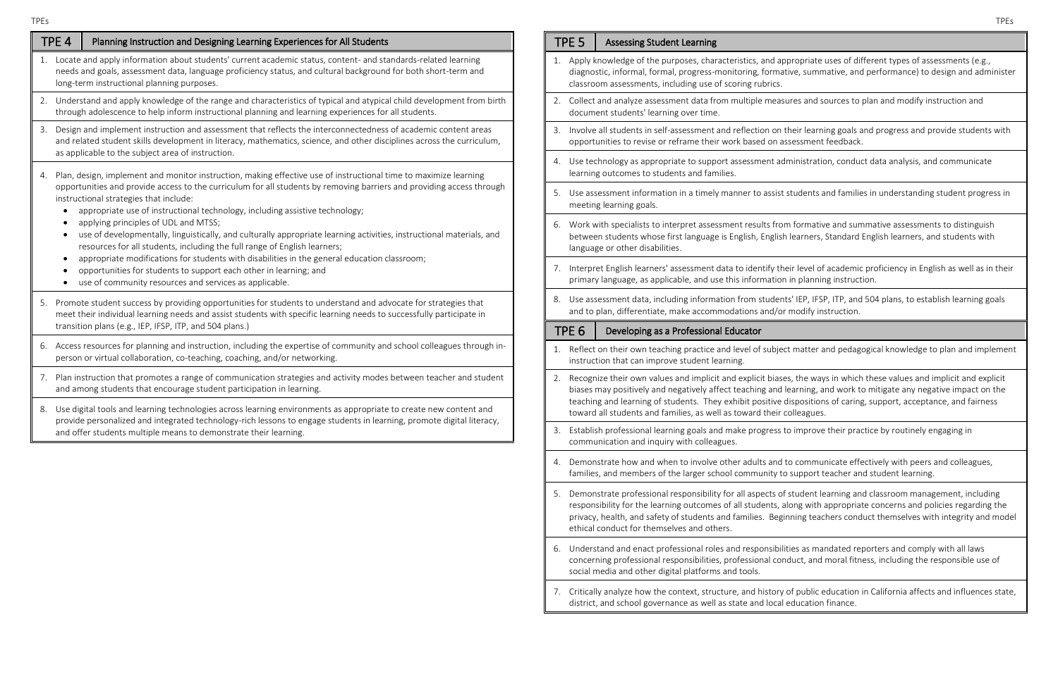## TPE 4 Planning Instruction and Designing Learning Experiences for All Students

1. Locate and apply information about students' current academic status, content- and standards-related learning needs and goals, assessment data, language proficiency status, and cultural background for both short-term and long-term instructional planning purposes.
2. Understand and apply knowledge of the range and characteristics of typical and atypical child development from birth through adolescence to help inform instructional planning and learning experiences for all students.
3. Design and implement instruction and assessment that reflects the interconnectedness of academic content areas and related student skills development in literacy, mathematics, science, and other disciplines across the curriculum, as applicable to the subject area of instruction.
4. Plan, design, implement and monitor instruction, making effective use of instructional time to maximize learning opportunities and provide access to the curriculum for all students by removing barriers and providing access through instructional strategies that include:
   - appropriate use of instructional technology, including assistive technology;
   - applying principles of UDL and MTSS;
   - use of developmentally, linguistically, and culturally appropriate learning activities, instructional materials, and resources for all students, including the full range of English learners;
   - appropriate modifications for students with disabilities in the general education classroom;
   - opportunities for students to support each other in learning; and
   - use of community resources and services as applicable.
5. Promote student success by providing opportunities for students to understand and advocate for strategies that meet their individual learning needs and assist students with specific learning needs to successfully participate in transition plans (e.g., IEP, IFSP, ITP, and 504 plans.)
6. Access resources for planning and instruction, including the expertise of community and school colleagues through in-person or virtual collaboration, co-teaching, coaching, and/or networking.
7. Plan instruction that promotes a range of communication strategies and activity modes between teacher and student and among students that encourage student participation in learning.
8. Use digital tools and learning technologies across learning environments as appropriate to create new content and provide personalized and integrated technology-rich lessons to engage students in learning, promote digital literacy, and offer students multiple means to demonstrate their learning.

## TPE 5 Assessing Student Learning

1. Apply knowledge of the purposes, characteristics, and appropriate uses of different types of assessments (e.g., diagnostic, informal, formal, progress-monitoring, formative, summative, and performance) to design and administer classroom assessments, including use of scoring rubrics.
2. Collect and analyze assessment data from multiple measures and sources to plan and modify instruction and document students' learning over time.
3. Involve all students in self-assessment and reflection on their learning goals and progress and provide students with opportunities to revise or reframe their work based on assessment feedback.
4. Use technology as appropriate to support assessment administration, conduct data analysis, and communicate learning outcomes to students and families.
5. Use assessment information in a timely manner to assist students and families in understanding student progress in meeting learning goals.
6. Work with specialists to interpret assessment results from formative and summative assessments to distinguish between students whose first language is English, English learners, Standard English learners, and students with language or other disabilities.
7. Interpret English learners' assessment data to identify their level of academic proficiency in English as well as in their primary language, as applicable, and use this information in planning instruction.
8. Use assessment data, including information from students' IEP, IFSP, ITP, and 504 plans, to establish learning goals and to plan, differentiate, make accommodations and/or modify instruction.

## TPE 6 Developing as a Professional Educator

1. Reflect on their own teaching practice and level of subject matter and pedagogical knowledge to plan and implement instruction that can improve student learning.
2. Recognize their own values and implicit and explicit biases, the ways in which these values and implicit and explicit biases may positively and negatively affect teaching and learning, and work to mitigate any negative impact on the teaching and learning of students. They exhibit positive dispositions of caring, support, acceptance, and fairness toward all students and families, as well as toward their colleagues.
3. Establish professional learning goals and make progress to improve their practice by routinely engaging in communication and inquiry with colleagues.
4. Demonstrate how and when to involve other adults and to communicate effectively with peers and colleagues, families, and members of the larger school community to support teacher and student learning.
5. Demonstrate professional responsibility for all aspects of student learning and classroom management, including responsibility for the learning outcomes of all students, along with appropriate concerns and policies regarding the privacy, health, and safety of students and families. Beginning teachers conduct themselves with integrity and model ethical conduct for themselves and others.
6. Understand and enact professional roles and responsibilities as mandated reporters and comply with all laws concerning professional responsibilities, professional conduct, and moral fitness, including the responsible use of social media and other digital platforms and tools.
7. Critically analyze how the context, structure, and history of public education in California affects and influences state, district, and school governance as well as state and local education finance.